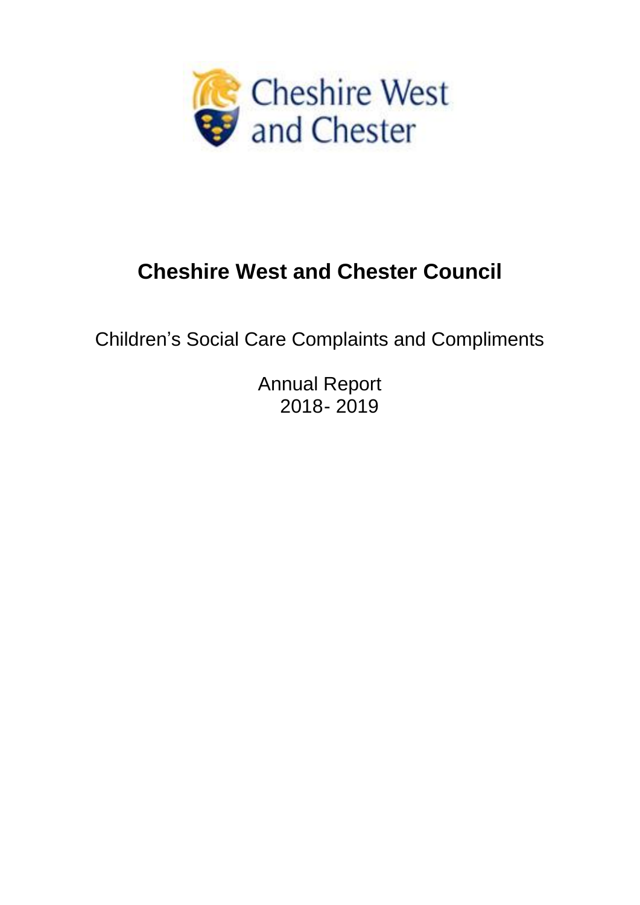# Cheshire West and Chester Council

Children's Social Care Complaints and Compliments

Annual Report
2018- 2019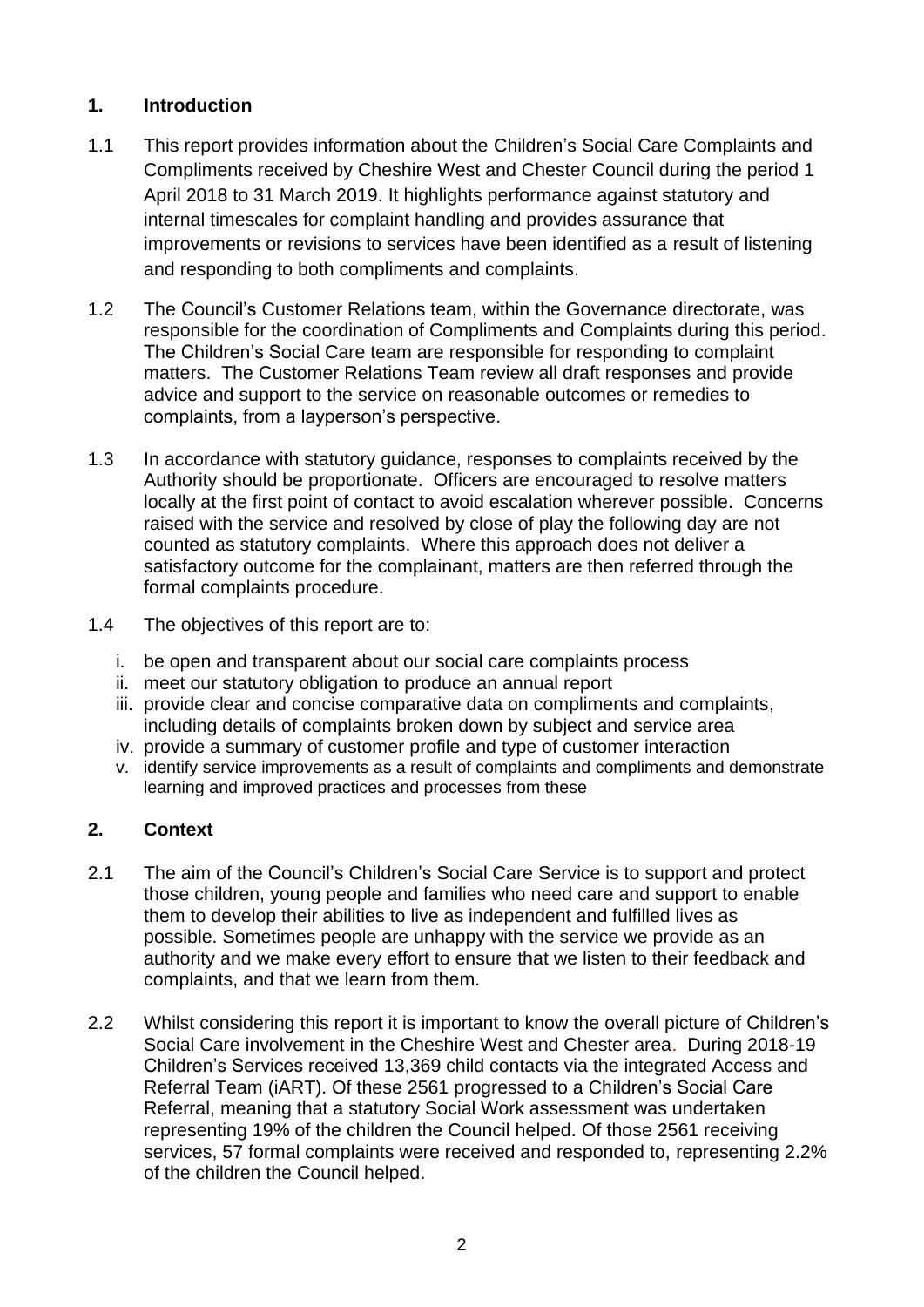## 1. Introduction

1.1 This report provides information about the Children's Social Care Complaints and Compliments received by Cheshire West and Chester Council during the period 1 April 2018 to 31 March 2019. It highlights performance against statutory and internal timescales for complaint handling and provides assurance that improvements or revisions to services have been identified as a result of listening and responding to both compliments and complaints.

1.2 The Council's Customer Relations team, within the Governance directorate, was responsible for the coordination of Compliments and Complaints during this period. The Children's Social Care team are responsible for responding to complaint matters. The Customer Relations Team review all draft responses and provide advice and support to the service on reasonable outcomes or remedies to complaints, from a layperson's perspective.

1.3 In accordance with statutory guidance, responses to complaints received by the Authority should be proportionate. Officers are encouraged to resolve matters locally at the first point of contact to avoid escalation wherever possible. Concerns raised with the service and resolved by close of play the following day are not counted as statutory complaints. Where this approach does not deliver a satisfactory outcome for the complainant, matters are then referred through the formal complaints procedure.

1.4 The objectives of this report are to:

i. be open and transparent about our social care complaints process
ii. meet our statutory obligation to produce an annual report
iii. provide clear and concise comparative data on compliments and complaints, including details of complaints broken down by subject and service area
iv. provide a summary of customer profile and type of customer interaction
v. identify service improvements as a result of complaints and compliments and demonstrate learning and improved practices and processes from these

## 2. Context

2.1 The aim of the Council's Children's Social Care Service is to support and protect those children, young people and families who need care and support to enable them to develop their abilities to live as independent and fulfilled lives as possible. Sometimes people are unhappy with the service we provide as an authority and we make every effort to ensure that we listen to their feedback and complaints, and that we learn from them.

2.2 Whilst considering this report it is important to know the overall picture of Children's Social Care involvement in the Cheshire West and Chester area. During 2018-19 Children's Services received 13,369 child contacts via the integrated Access and Referral Team (iART). Of these 2561 progressed to a Children's Social Care Referral, meaning that a statutory Social Work assessment was undertaken representing 19% of the children the Council helped. Of those 2561 receiving services, 57 formal complaints were received and responded to, representing 2.2% of the children the Council helped.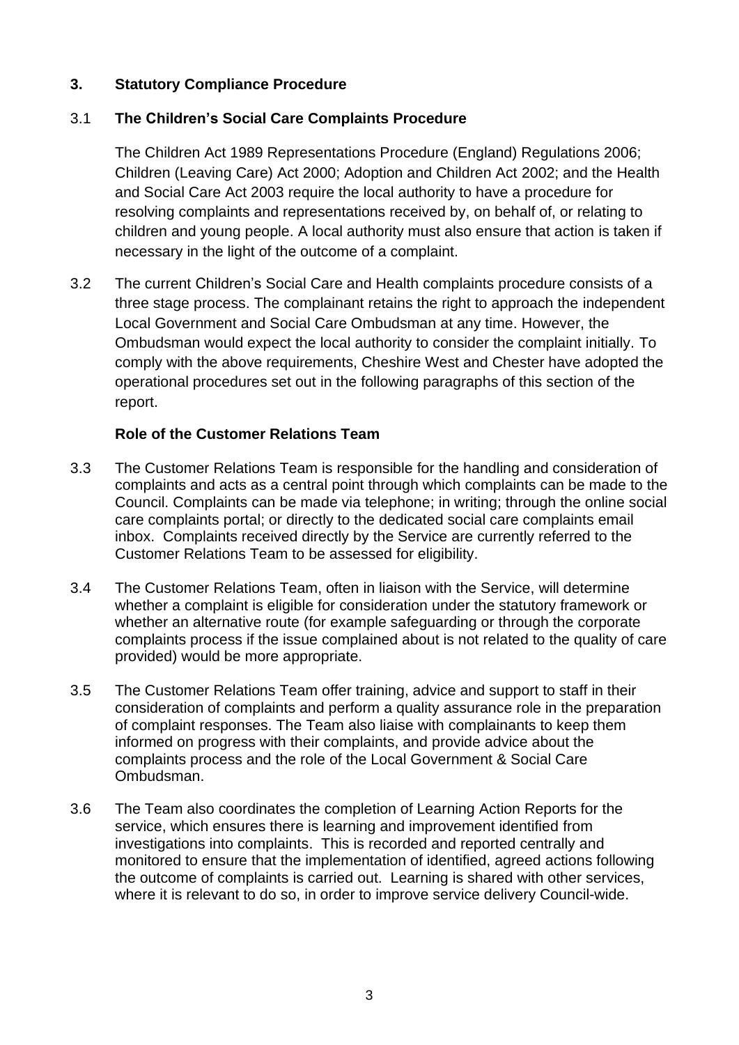## 3. Statutory Compliance Procedure

### 3.1 The Children's Social Care Complaints Procedure

The Children Act 1989 Representations Procedure (England) Regulations 2006; Children (Leaving Care) Act 2000; Adoption and Children Act 2002; and the Health and Social Care Act 2003 require the local authority to have a procedure for resolving complaints and representations received by, on behalf of, or relating to children and young people. A local authority must also ensure that action is taken if necessary in the light of the outcome of a complaint.

3.2 The current Children's Social Care and Health complaints procedure consists of a three stage process. The complainant retains the right to approach the independent Local Government and Social Care Ombudsman at any time. However, the Ombudsman would expect the local authority to consider the complaint initially. To comply with the above requirements, Cheshire West and Chester have adopted the operational procedures set out in the following paragraphs of this section of the report.

**Role of the Customer Relations Team**

3.3 The Customer Relations Team is responsible for the handling and consideration of complaints and acts as a central point through which complaints can be made to the Council. Complaints can be made via telephone; in writing; through the online social care complaints portal; or directly to the dedicated social care complaints email inbox. Complaints received directly by the Service are currently referred to the Customer Relations Team to be assessed for eligibility.

3.4 The Customer Relations Team, often in liaison with the Service, will determine whether a complaint is eligible for consideration under the statutory framework or whether an alternative route (for example safeguarding or through the corporate complaints process if the issue complained about is not related to the quality of care provided) would be more appropriate.

3.5 The Customer Relations Team offer training, advice and support to staff in their consideration of complaints and perform a quality assurance role in the preparation of complaint responses. The Team also liaise with complainants to keep them informed on progress with their complaints, and provide advice about the complaints process and the role of the Local Government & Social Care Ombudsman.

3.6 The Team also coordinates the completion of Learning Action Reports for the service, which ensures there is learning and improvement identified from investigations into complaints. This is recorded and reported centrally and monitored to ensure that the implementation of identified, agreed actions following the outcome of complaints is carried out. Learning is shared with other services, where it is relevant to do so, in order to improve service delivery Council-wide.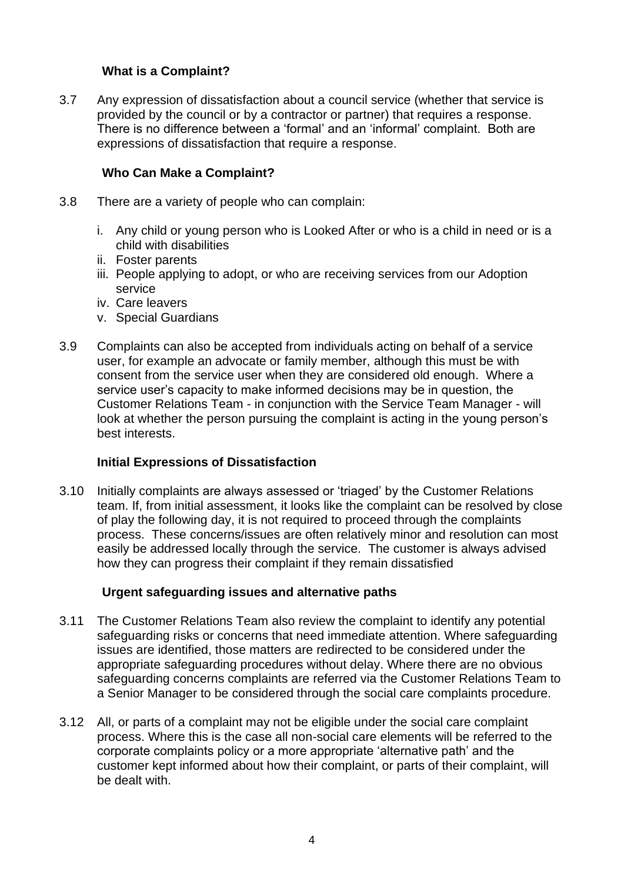### What is a Complaint?

3.7 Any expression of dissatisfaction about a council service (whether that service is provided by the council or by a contractor or partner) that requires a response. There is no difference between a 'formal' and an 'informal' complaint. Both are expressions of dissatisfaction that require a response.

### Who Can Make a Complaint?

3.8 There are a variety of people who can complain:

i. Any child or young person who is Looked After or who is a child in need or is a child with disabilities
ii. Foster parents
iii. People applying to adopt, or who are receiving services from our Adoption service
iv. Care leavers
v. Special Guardians

3.9 Complaints can also be accepted from individuals acting on behalf of a service user, for example an advocate or family member, although this must be with consent from the service user when they are considered old enough. Where a service user's capacity to make informed decisions may be in question, the Customer Relations Team - in conjunction with the Service Team Manager - will look at whether the person pursuing the complaint is acting in the young person's best interests.

### Initial Expressions of Dissatisfaction

3.10 Initially complaints are always assessed or 'triaged' by the Customer Relations team. If, from initial assessment, it looks like the complaint can be resolved by close of play the following day, it is not required to proceed through the complaints process. These concerns/issues are often relatively minor and resolution can most easily be addressed locally through the service. The customer is always advised how they can progress their complaint if they remain dissatisfied

### Urgent safeguarding issues and alternative paths

3.11 The Customer Relations Team also review the complaint to identify any potential safeguarding risks or concerns that need immediate attention. Where safeguarding issues are identified, those matters are redirected to be considered under the appropriate safeguarding procedures without delay. Where there are no obvious safeguarding concerns complaints are referred via the Customer Relations Team to a Senior Manager to be considered through the social care complaints procedure.

3.12 All, or parts of a complaint may not be eligible under the social care complaint process. Where this is the case all non-social care elements will be referred to the corporate complaints policy or a more appropriate 'alternative path' and the customer kept informed about how their complaint, or parts of their complaint, will be dealt with.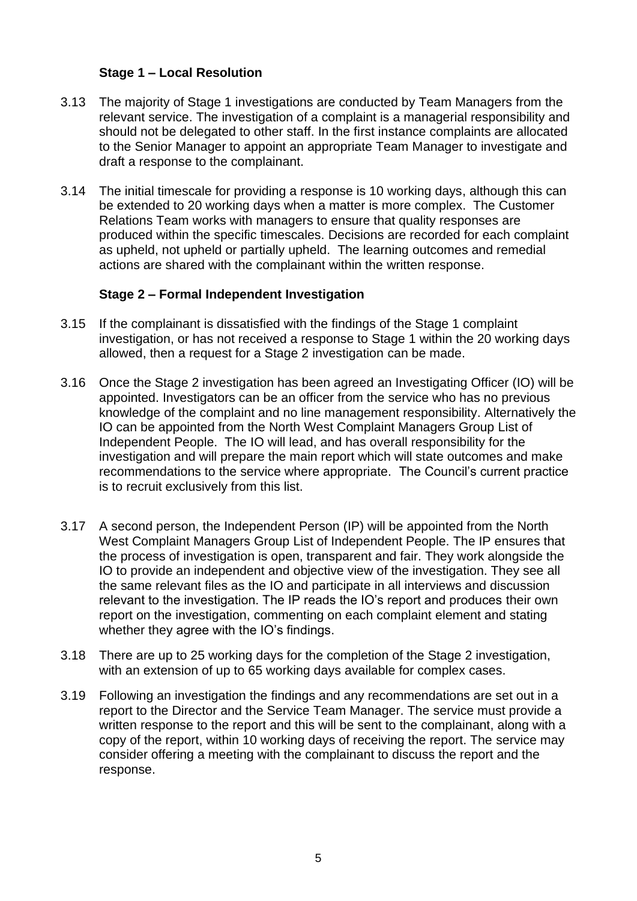### Stage 1 – Local Resolution

3.13 The majority of Stage 1 investigations are conducted by Team Managers from the relevant service. The investigation of a complaint is a managerial responsibility and should not be delegated to other staff. In the first instance complaints are allocated to the Senior Manager to appoint an appropriate Team Manager to investigate and draft a response to the complainant.

3.14 The initial timescale for providing a response is 10 working days, although this can be extended to 20 working days when a matter is more complex. The Customer Relations Team works with managers to ensure that quality responses are produced within the specific timescales. Decisions are recorded for each complaint as upheld, not upheld or partially upheld. The learning outcomes and remedial actions are shared with the complainant within the written response.

### Stage 2 – Formal Independent Investigation

3.15 If the complainant is dissatisfied with the findings of the Stage 1 complaint investigation, or has not received a response to Stage 1 within the 20 working days allowed, then a request for a Stage 2 investigation can be made.

3.16 Once the Stage 2 investigation has been agreed an Investigating Officer (IO) will be appointed. Investigators can be an officer from the service who has no previous knowledge of the complaint and no line management responsibility. Alternatively the IO can be appointed from the North West Complaint Managers Group List of Independent People. The IO will lead, and has overall responsibility for the investigation and will prepare the main report which will state outcomes and make recommendations to the service where appropriate. The Council's current practice is to recruit exclusively from this list.

3.17 A second person, the Independent Person (IP) will be appointed from the North West Complaint Managers Group List of Independent People. The IP ensures that the process of investigation is open, transparent and fair. They work alongside the IO to provide an independent and objective view of the investigation. They see all the same relevant files as the IO and participate in all interviews and discussion relevant to the investigation. The IP reads the IO's report and produces their own report on the investigation, commenting on each complaint element and stating whether they agree with the IO's findings.

3.18 There are up to 25 working days for the completion of the Stage 2 investigation, with an extension of up to 65 working days available for complex cases.

3.19 Following an investigation the findings and any recommendations are set out in a report to the Director and the Service Team Manager. The service must provide a written response to the report and this will be sent to the complainant, along with a copy of the report, within 10 working days of receiving the report. The service may consider offering a meeting with the complainant to discuss the report and the response.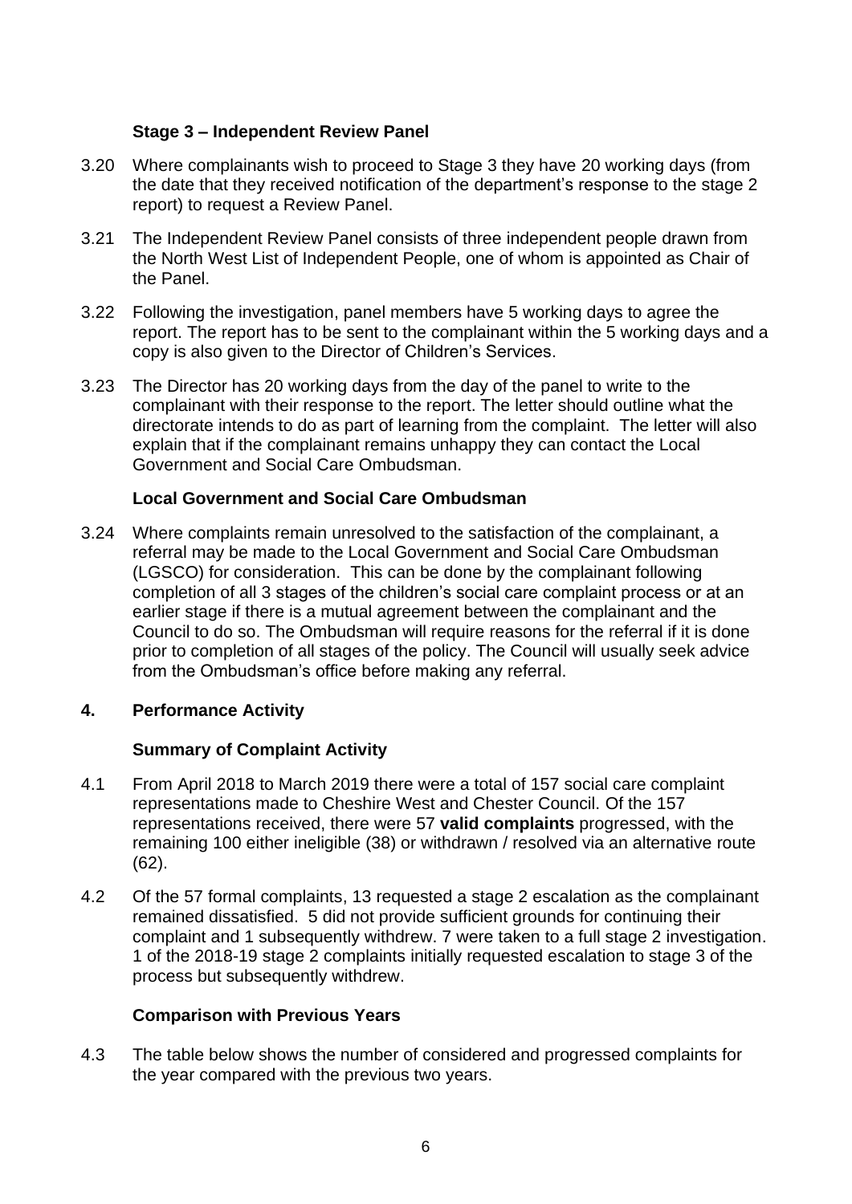### Stage 3 – Independent Review Panel

3.20 Where complainants wish to proceed to Stage 3 they have 20 working days (from the date that they received notification of the department's response to the stage 2 report) to request a Review Panel.

3.21 The Independent Review Panel consists of three independent people drawn from the North West List of Independent People, one of whom is appointed as Chair of the Panel.

3.22 Following the investigation, panel members have 5 working days to agree the report. The report has to be sent to the complainant within the 5 working days and a copy is also given to the Director of Children's Services.

3.23 The Director has 20 working days from the day of the panel to write to the complainant with their response to the report. The letter should outline what the directorate intends to do as part of learning from the complaint. The letter will also explain that if the complainant remains unhappy they can contact the Local Government and Social Care Ombudsman.

### Local Government and Social Care Ombudsman

3.24 Where complaints remain unresolved to the satisfaction of the complainant, a referral may be made to the Local Government and Social Care Ombudsman (LGSCO) for consideration. This can be done by the complainant following completion of all 3 stages of the children's social care complaint process or at an earlier stage if there is a mutual agreement between the complainant and the Council to do so. The Ombudsman will require reasons for the referral if it is done prior to completion of all stages of the policy. The Council will usually seek advice from the Ombudsman's office before making any referral.

## 4. Performance Activity

### Summary of Complaint Activity

4.1 From April 2018 to March 2019 there were a total of 157 social care complaint representations made to Cheshire West and Chester Council. Of the 157 representations received, there were 57 **valid complaints** progressed, with the remaining 100 either ineligible (38) or withdrawn / resolved via an alternative route (62).

4.2 Of the 57 formal complaints, 13 requested a stage 2 escalation as the complainant remained dissatisfied. 5 did not provide sufficient grounds for continuing their complaint and 1 subsequently withdrew. 7 were taken to a full stage 2 investigation. 1 of the 2018-19 stage 2 complaints initially requested escalation to stage 3 of the process but subsequently withdrew.

### Comparison with Previous Years

4.3 The table below shows the number of considered and progressed complaints for the year compared with the previous two years.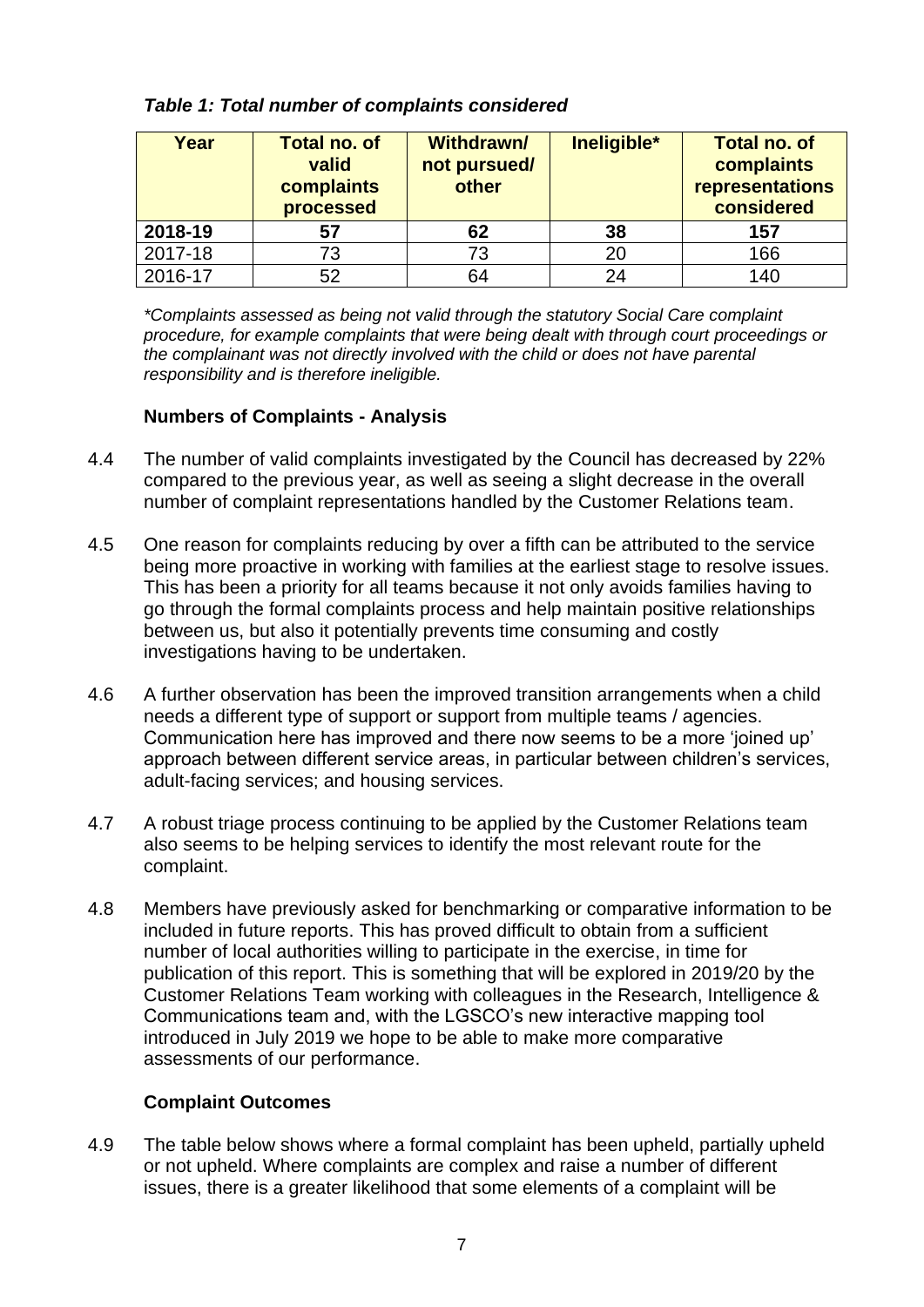***Table 1: Total number of complaints considered***

| Year | Total no. of valid complaints processed | Withdrawn/ not pursued/ other | Ineligible* | Total no. of complaints representations considered |
|---|---|---|---|---|
| **2018-19** | **57** | **62** | **38** | **157** |
| 2017-18 | 73 | 73 | 20 | 166 |
| 2016-17 | 52 | 64 | 24 | 140 |

*\*Complaints assessed as being not valid through the statutory Social Care complaint procedure, for example complaints that were being dealt with through court proceedings or the complainant was not directly involved with the child or does not have parental responsibility and is therefore ineligible.*

**Numbers of Complaints - Analysis**

4.4 The number of valid complaints investigated by the Council has decreased by 22% compared to the previous year, as well as seeing a slight decrease in the overall number of complaint representations handled by the Customer Relations team.

4.5 One reason for complaints reducing by over a fifth can be attributed to the service being more proactive in working with families at the earliest stage to resolve issues. This has been a priority for all teams because it not only avoids families having to go through the formal complaints process and help maintain positive relationships between us, but also it potentially prevents time consuming and costly investigations having to be undertaken.

4.6 A further observation has been the improved transition arrangements when a child needs a different type of support or support from multiple teams / agencies. Communication here has improved and there now seems to be a more 'joined up' approach between different service areas, in particular between children's services, adult-facing services; and housing services.

4.7 A robust triage process continuing to be applied by the Customer Relations team also seems to be helping services to identify the most relevant route for the complaint.

4.8 Members have previously asked for benchmarking or comparative information to be included in future reports. This has proved difficult to obtain from a sufficient number of local authorities willing to participate in the exercise, in time for publication of this report. This is something that will be explored in 2019/20 by the Customer Relations Team working with colleagues in the Research, Intelligence & Communications team and, with the LGSCO's new interactive mapping tool introduced in July 2019 we hope to be able to make more comparative assessments of our performance.

**Complaint Outcomes**

4.9 The table below shows where a formal complaint has been upheld, partially upheld or not upheld. Where complaints are complex and raise a number of different issues, there is a greater likelihood that some elements of a complaint will be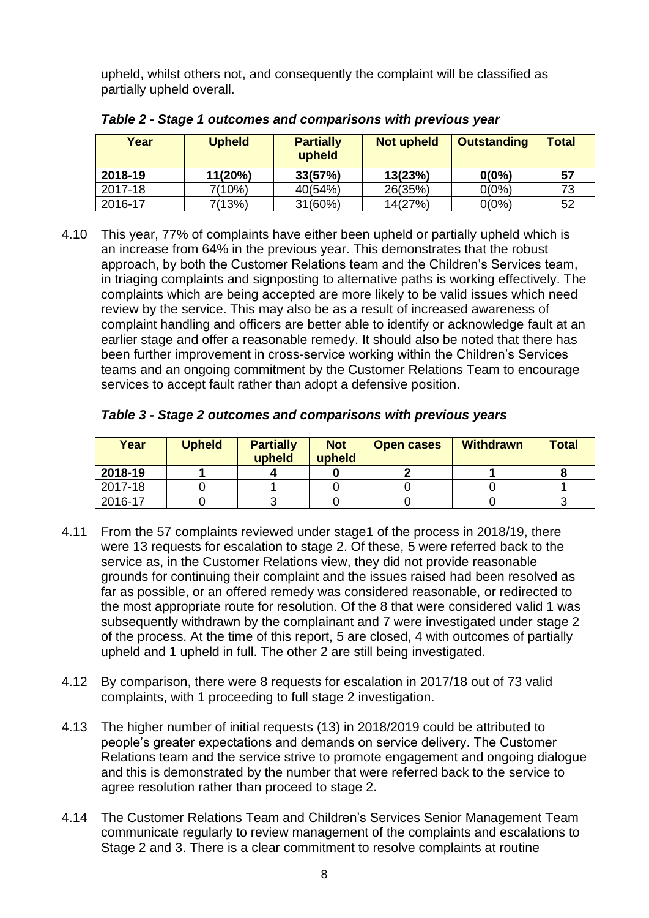upheld, whilst others not, and consequently the complaint will be classified as partially upheld overall.

***Table 2 - Stage 1 outcomes and comparisons with previous year***

| Year | Upheld | Partially upheld | Not upheld | Outstanding | Total |
|---|---|---|---|---|---|
| **2018-19** | **11(20%)** | **33(57%)** | **13(23%)** | **0(0%)** | **57** |
| 2017-18 | 7(10%) | 40(54%) | 26(35%) | 0(0%) | 73 |
| 2016-17 | 7(13%) | 31(60%) | 14(27%) | 0(0%) | 52 |

4.10 This year, 77% of complaints have either been upheld or partially upheld which is an increase from 64% in the previous year. This demonstrates that the robust approach, by both the Customer Relations team and the Children's Services team, in triaging complaints and signposting to alternative paths is working effectively. The complaints which are being accepted are more likely to be valid issues which need review by the service. This may also be as a result of increased awareness of complaint handling and officers are better able to identify or acknowledge fault at an earlier stage and offer a reasonable remedy. It should also be noted that there has been further improvement in cross-service working within the Children's Services teams and an ongoing commitment by the Customer Relations Team to encourage services to accept fault rather than adopt a defensive position.

***Table 3 - Stage 2 outcomes and comparisons with previous years***

| Year | Upheld | Partially upheld | Not upheld | Open cases | Withdrawn | Total |
|---|---|---|---|---|---|---|
| **2018-19** | **1** | **4** | **0** | **2** | **1** | **8** |
| 2017-18 | 0 | 1 | 0 | 0 | 0 | 1 |
| 2016-17 | 0 | 3 | 0 | 0 | 0 | 3 |

4.11 From the 57 complaints reviewed under stage1 of the process in 2018/19, there were 13 requests for escalation to stage 2. Of these, 5 were referred back to the service as, in the Customer Relations view, they did not provide reasonable grounds for continuing their complaint and the issues raised had been resolved as far as possible, or an offered remedy was considered reasonable, or redirected to the most appropriate route for resolution. Of the 8 that were considered valid 1 was subsequently withdrawn by the complainant and 7 were investigated under stage 2 of the process. At the time of this report, 5 are closed, 4 with outcomes of partially upheld and 1 upheld in full. The other 2 are still being investigated.

4.12 By comparison, there were 8 requests for escalation in 2017/18 out of 73 valid complaints, with 1 proceeding to full stage 2 investigation.

4.13 The higher number of initial requests (13) in 2018/2019 could be attributed to people's greater expectations and demands on service delivery. The Customer Relations team and the service strive to promote engagement and ongoing dialogue and this is demonstrated by the number that were referred back to the service to agree resolution rather than proceed to stage 2.

4.14 The Customer Relations Team and Children's Services Senior Management Team communicate regularly to review management of the complaints and escalations to Stage 2 and 3. There is a clear commitment to resolve complaints at routine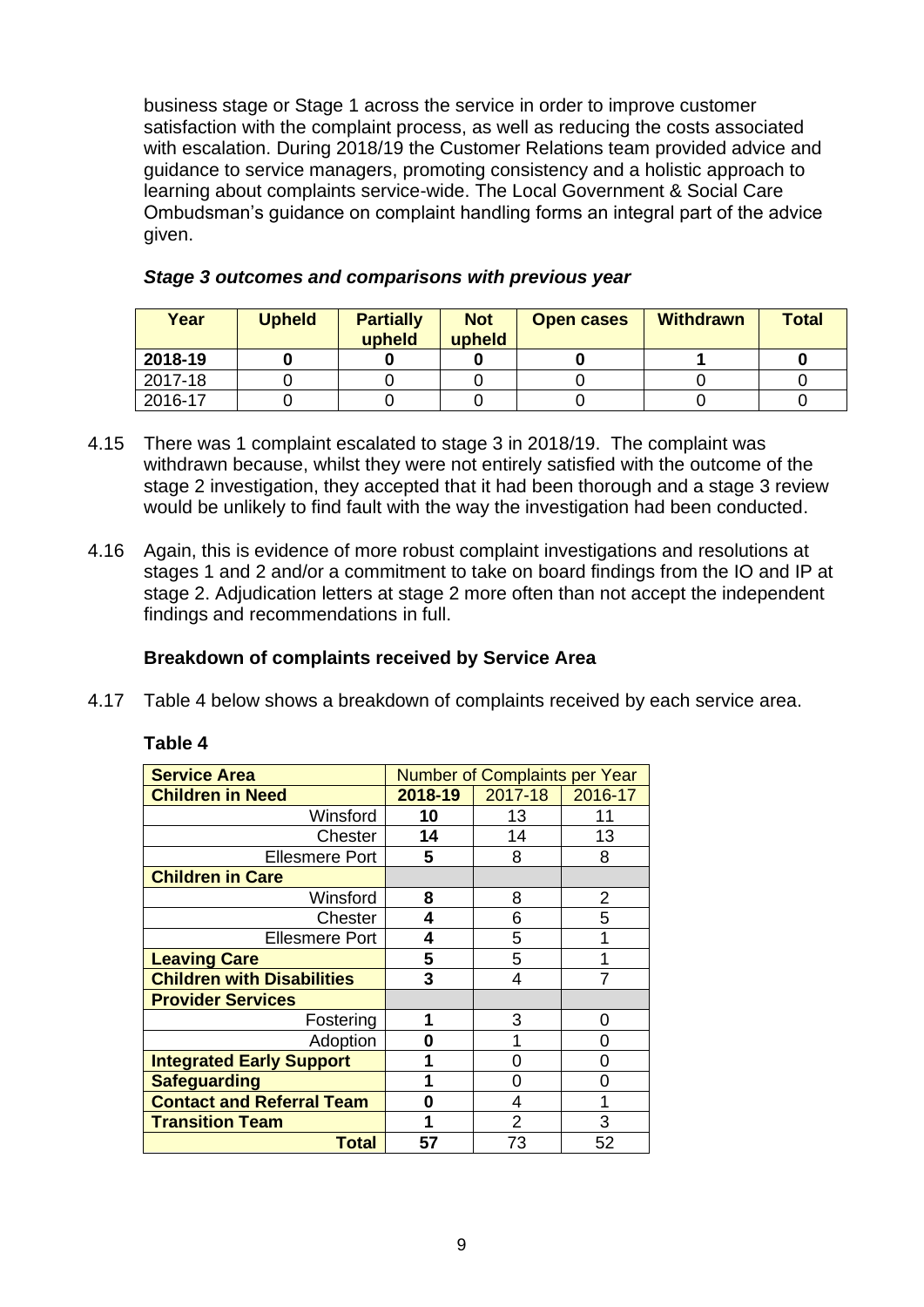business stage or Stage 1 across the service in order to improve customer satisfaction with the complaint process, as well as reducing the costs associated with escalation. During 2018/19 the Customer Relations team provided advice and guidance to service managers, promoting consistency and a holistic approach to learning about complaints service-wide. The Local Government & Social Care Ombudsman's guidance on complaint handling forms an integral part of the advice given.

***Stage 3 outcomes and comparisons with previous year***

| Year | Upheld | Partially upheld | Not upheld | Open cases | Withdrawn | Total |
|---|---|---|---|---|---|---|
| **2018-19** | **0** | **0** | **0** | **0** | **1** | **0** |
| 2017-18 | 0 | 0 | 0 | 0 | 0 | 0 |
| 2016-17 | 0 | 0 | 0 | 0 | 0 | 0 |

4.15 There was 1 complaint escalated to stage 3 in 2018/19. The complaint was withdrawn because, whilst they were not entirely satisfied with the outcome of the stage 2 investigation, they accepted that it had been thorough and a stage 3 review would be unlikely to find fault with the way the investigation had been conducted.

4.16 Again, this is evidence of more robust complaint investigations and resolutions at stages 1 and 2 and/or a commitment to take on board findings from the IO and IP at stage 2. Adjudication letters at stage 2 more often than not accept the independent findings and recommendations in full.

**Breakdown of complaints received by Service Area**

4.17 Table 4 below shows a breakdown of complaints received by each service area.

**Table 4**

| Service Area | Number of Complaints per Year | | |
|---|---|---|---|
| **Children in Need** | **2018-19** | 2017-18 | 2016-17 |
| Winsford | **10** | 13 | 11 |
| Chester | **14** | 14 | 13 |
| Ellesmere Port | **5** | 8 | 8 |
| **Children in Care** | | | |
| Winsford | **8** | 8 | 2 |
| Chester | **4** | 6 | 5 |
| Ellesmere Port | **4** | 5 | 1 |
| **Leaving Care** | **5** | 5 | 1 |
| **Children with Disabilities** | **3** | 4 | 7 |
| **Provider Services** | | | |
| Fostering | **1** | 3 | 0 |
| Adoption | **0** | 1 | 0 |
| **Integrated Early Support** | **1** | 0 | 0 |
| **Safeguarding** | **1** | 0 | 0 |
| **Contact and Referral Team** | **0** | 4 | 1 |
| **Transition Team** | **1** | 2 | 3 |
| **Total** | **57** | 73 | 52 |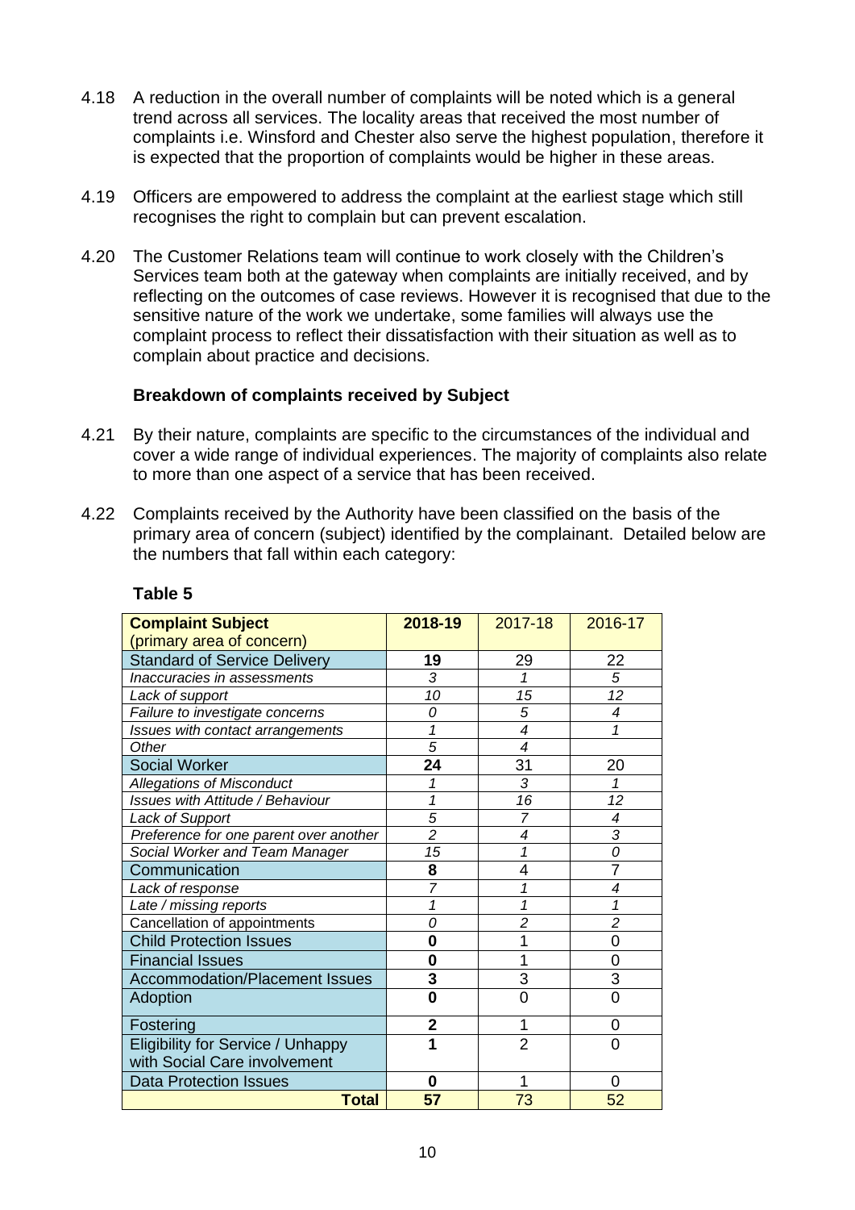4.18 A reduction in the overall number of complaints will be noted which is a general trend across all services. The locality areas that received the most number of complaints i.e. Winsford and Chester also serve the highest population, therefore it is expected that the proportion of complaints would be higher in these areas.

4.19 Officers are empowered to address the complaint at the earliest stage which still recognises the right to complain but can prevent escalation.

4.20 The Customer Relations team will continue to work closely with the Children's Services team both at the gateway when complaints are initially received, and by reflecting on the outcomes of case reviews. However it is recognised that due to the sensitive nature of the work we undertake, some families will always use the complaint process to reflect their dissatisfaction with their situation as well as to complain about practice and decisions.

**Breakdown of complaints received by Subject**

4.21 By their nature, complaints are specific to the circumstances of the individual and cover a wide range of individual experiences. The majority of complaints also relate to more than one aspect of a service that has been received.

4.22 Complaints received by the Authority have been classified on the basis of the primary area of concern (subject) identified by the complainant. Detailed below are the numbers that fall within each category:

**Table 5**

| **Complaint Subject** (primary area of concern) | **2018-19** | 2017-18 | 2016-17 |
|---|---|---|---|
| Standard of Service Delivery | **19** | 29 | 22 |
| *Inaccuracies in assessments* | *3* | *1* | *5* |
| *Lack of support* | *10* | *15* | *12* |
| *Failure to investigate concerns* | *0* | *5* | *4* |
| *Issues with contact arrangements* | *1* | *4* | *1* |
| *Other* | *5* | *4* | |
| Social Worker | **24** | 31 | 20 |
| *Allegations of Misconduct* | *1* | *3* | *1* |
| *Issues with Attitude / Behaviour* | *1* | *16* | *12* |
| *Lack of Support* | *5* | *7* | *4* |
| *Preference for one parent over another* | *2* | *4* | *3* |
| *Social Worker and Team Manager* | *15* | *1* | *0* |
| Communication | **8** | 4 | 7 |
| *Lack of response* | *7* | *1* | *4* |
| *Late / missing reports* | *1* | *1* | *1* |
| Cancellation of appointments | *0* | *2* | *2* |
| Child Protection Issues | **0** | 1 | 0 |
| Financial Issues | **0** | 1 | 0 |
| Accommodation/Placement Issues | **3** | 3 | 3 |
| Adoption | **0** | 0 | 0 |
| Fostering | **2** | 1 | 0 |
| Eligibility for Service / Unhappy with Social Care involvement | **1** | 2 | 0 |
| Data Protection Issues | **0** | 1 | 0 |
| **Total** | **57** | 73 | 52 |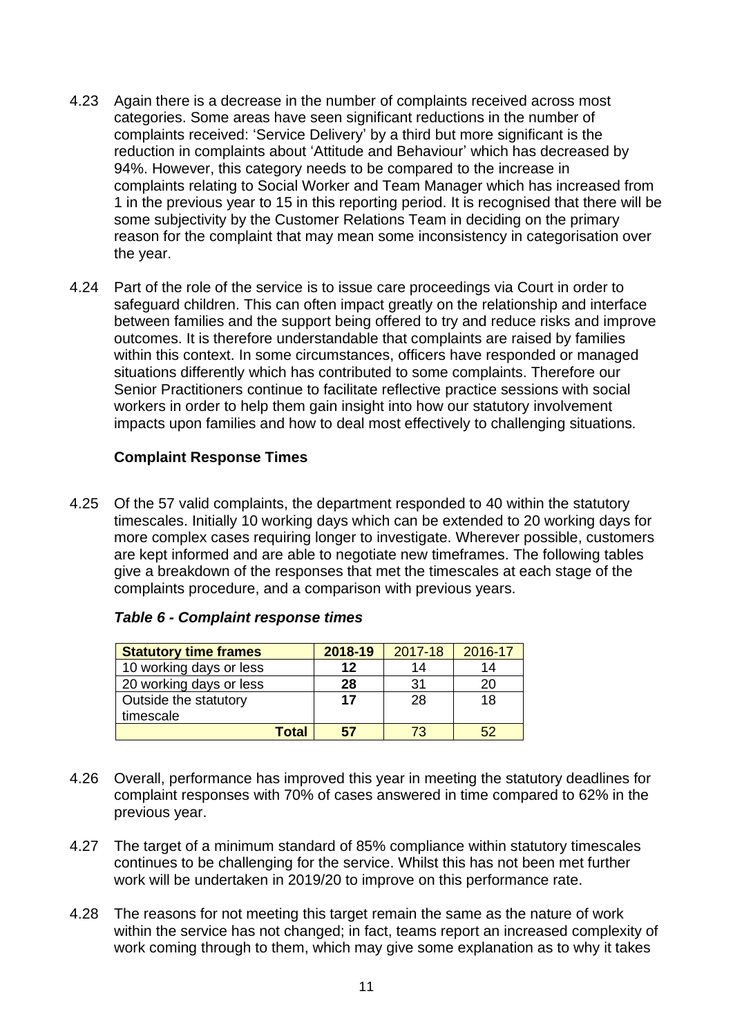4.23 Again there is a decrease in the number of complaints received across most categories. Some areas have seen significant reductions in the number of complaints received: 'Service Delivery' by a third but more significant is the reduction in complaints about 'Attitude and Behaviour' which has decreased by 94%. However, this category needs to be compared to the increase in complaints relating to Social Worker and Team Manager which has increased from 1 in the previous year to 15 in this reporting period. It is recognised that there will be some subjectivity by the Customer Relations Team in deciding on the primary reason for the complaint that may mean some inconsistency in categorisation over the year.

4.24 Part of the role of the service is to issue care proceedings via Court in order to safeguard children. This can often impact greatly on the relationship and interface between families and the support being offered to try and reduce risks and improve outcomes. It is therefore understandable that complaints are raised by families within this context. In some circumstances, officers have responded or managed situations differently which has contributed to some complaints. Therefore our Senior Practitioners continue to facilitate reflective practice sessions with social workers in order to help them gain insight into how our statutory involvement impacts upon families and how to deal most effectively to challenging situations.

### Complaint Response Times

4.25 Of the 57 valid complaints, the department responded to 40 within the statutory timescales. Initially 10 working days which can be extended to 20 working days for more complex cases requiring longer to investigate. Wherever possible, customers are kept informed and are able to negotiate new timeframes. The following tables give a breakdown of the responses that met the timescales at each stage of the complaints procedure, and a comparison with previous years.

***Table 6 - Complaint response times***

| Statutory time frames | 2018-19 | 2017-18 | 2016-17 |
|---|---|---|---|
| 10 working days or less | **12** | 14 | 14 |
| 20 working days or less | **28** | 31 | 20 |
| Outside the statutory timescale | **17** | 28 | 18 |
| **Total** | **57** | 73 | 52 |

4.26 Overall, performance has improved this year in meeting the statutory deadlines for complaint responses with 70% of cases answered in time compared to 62% in the previous year.

4.27 The target of a minimum standard of 85% compliance within statutory timescales continues to be challenging for the service. Whilst this has not been met further work will be undertaken in 2019/20 to improve on this performance rate.

4.28 The reasons for not meeting this target remain the same as the nature of work within the service has not changed; in fact, teams report an increased complexity of work coming through to them, which may give some explanation as to why it takes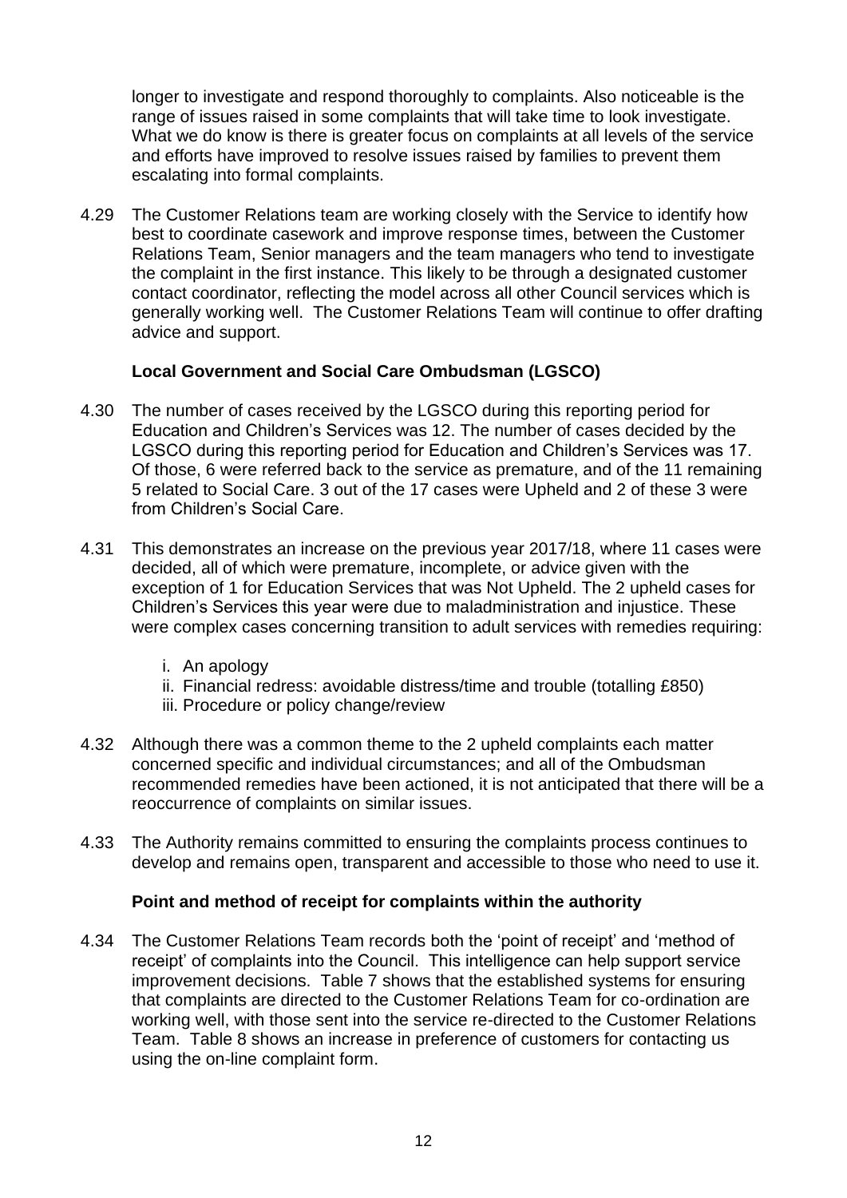longer to investigate and respond thoroughly to complaints. Also noticeable is the range of issues raised in some complaints that will take time to look investigate. What we do know is there is greater focus on complaints at all levels of the service and efforts have improved to resolve issues raised by families to prevent them escalating into formal complaints.

4.29 The Customer Relations team are working closely with the Service to identify how best to coordinate casework and improve response times, between the Customer Relations Team, Senior managers and the team managers who tend to investigate the complaint in the first instance. This likely to be through a designated customer contact coordinator, reflecting the model across all other Council services which is generally working well. The Customer Relations Team will continue to offer drafting advice and support.

### Local Government and Social Care Ombudsman (LGSCO)

4.30 The number of cases received by the LGSCO during this reporting period for Education and Children's Services was 12. The number of cases decided by the LGSCO during this reporting period for Education and Children's Services was 17. Of those, 6 were referred back to the service as premature, and of the 11 remaining 5 related to Social Care. 3 out of the 17 cases were Upheld and 2 of these 3 were from Children's Social Care.

4.31 This demonstrates an increase on the previous year 2017/18, where 11 cases were decided, all of which were premature, incomplete, or advice given with the exception of 1 for Education Services that was Not Upheld. The 2 upheld cases for Children's Services this year were due to maladministration and injustice. These were complex cases concerning transition to adult services with remedies requiring:

i. An apology
ii. Financial redress: avoidable distress/time and trouble (totalling £850)
iii. Procedure or policy change/review

4.32 Although there was a common theme to the 2 upheld complaints each matter concerned specific and individual circumstances; and all of the Ombudsman recommended remedies have been actioned, it is not anticipated that there will be a reoccurrence of complaints on similar issues.

4.33 The Authority remains committed to ensuring the complaints process continues to develop and remains open, transparent and accessible to those who need to use it.

### Point and method of receipt for complaints within the authority

4.34 The Customer Relations Team records both the 'point of receipt' and 'method of receipt' of complaints into the Council. This intelligence can help support service improvement decisions. Table 7 shows that the established systems for ensuring that complaints are directed to the Customer Relations Team for co-ordination are working well, with those sent into the service re-directed to the Customer Relations Team. Table 8 shows an increase in preference of customers for contacting us using the on-line complaint form.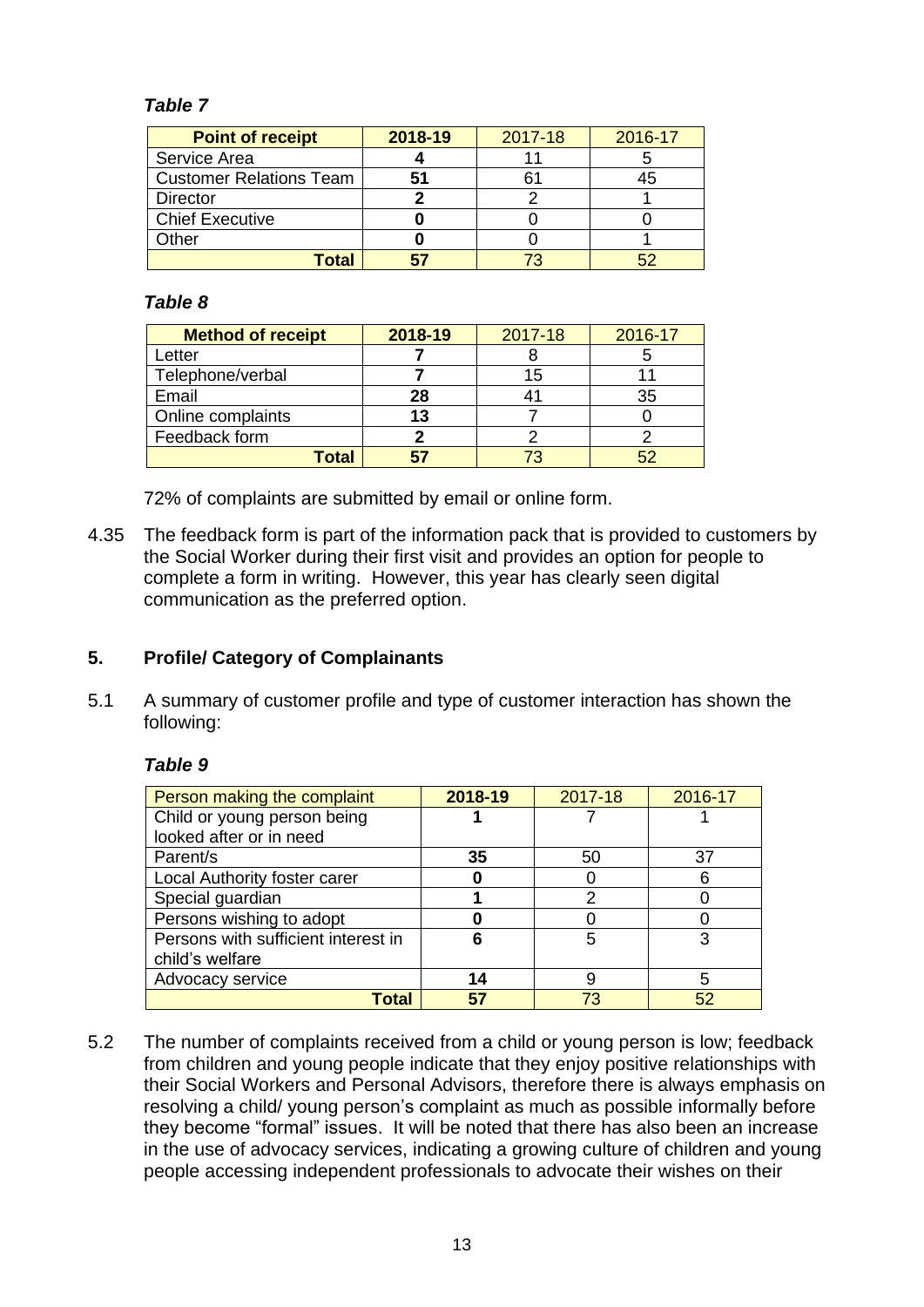*Table 7*

| Point of receipt | 2018-19 | 2017-18 | 2016-17 |
|---|---|---|---|
| Service Area | **4** | 11 | 5 |
| Customer Relations Team | **51** | 61 | 45 |
| Director | **2** | 2 | 1 |
| Chief Executive | **0** | 0 | 0 |
| Other | **0** | 0 | 1 |
| **Total** | **57** | 73 | 52 |

*Table 8*

| Method of receipt | 2018-19 | 2017-18 | 2016-17 |
|---|---|---|---|
| Letter | **7** | 8 | 5 |
| Telephone/verbal | **7** | 15 | 11 |
| Email | **28** | 41 | 35 |
| Online complaints | **13** | 7 | 0 |
| Feedback form | **2** | 2 | 2 |
| **Total** | **57** | 73 | 52 |

72% of complaints are submitted by email or online form.

4.35 The feedback form is part of the information pack that is provided to customers by the Social Worker during their first visit and provides an option for people to complete a form in writing. However, this year has clearly seen digital communication as the preferred option.

## 5. Profile/ Category of Complainants

5.1 A summary of customer profile and type of customer interaction has shown the following:

*Table 9*

| Person making the complaint | 2018-19 | 2017-18 | 2016-17 |
|---|---|---|---|
| Child or young person being looked after or in need | **1** | 7 | 1 |
| Parent/s | **35** | 50 | 37 |
| Local Authority foster carer | **0** | 0 | 6 |
| Special guardian | **1** | 2 | 0 |
| Persons wishing to adopt | **0** | 0 | 0 |
| Persons with sufficient interest in child's welfare | **6** | 5 | 3 |
| Advocacy service | **14** | 9 | 5 |
| **Total** | **57** | 73 | 52 |

5.2 The number of complaints received from a child or young person is low; feedback from children and young people indicate that they enjoy positive relationships with their Social Workers and Personal Advisors, therefore there is always emphasis on resolving a child/ young person's complaint as much as possible informally before they become "formal" issues. It will be noted that there has also been an increase in the use of advocacy services, indicating a growing culture of children and young people accessing independent professionals to advocate their wishes on their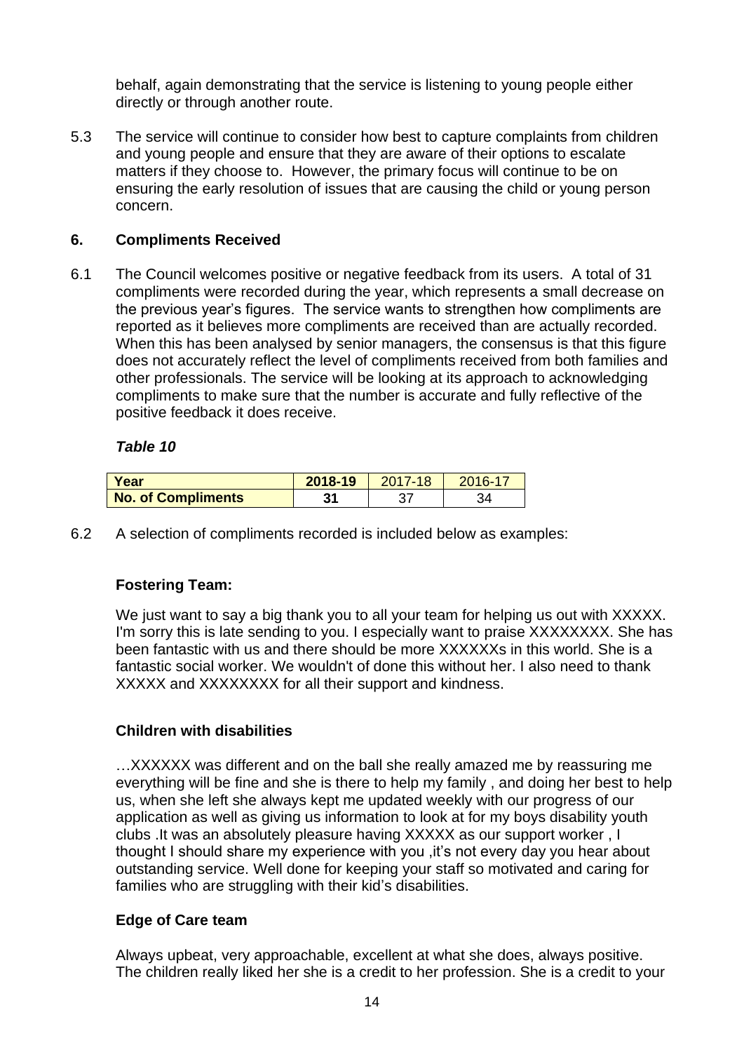behalf, again demonstrating that the service is listening to young people either directly or through another route.

5.3 The service will continue to consider how best to capture complaints from children and young people and ensure that they are aware of their options to escalate matters if they choose to. However, the primary focus will continue to be on ensuring the early resolution of issues that are causing the child or young person concern.

## 6. Compliments Received

6.1 The Council welcomes positive or negative feedback from its users. A total of 31 compliments were recorded during the year, which represents a small decrease on the previous year's figures. The service wants to strengthen how compliments are reported as it believes more compliments are received than are actually recorded. When this has been analysed by senior managers, the consensus is that this figure does not accurately reflect the level of compliments received from both families and other professionals. The service will be looking at its approach to acknowledging compliments to make sure that the number is accurate and fully reflective of the positive feedback it does receive.

***Table 10***

| Year | 2018-19 | 2017-18 | 2016-17 |
|---|---|---|---|
| **No. of Compliments** | **31** | 37 | 34 |

6.2 A selection of compliments recorded is included below as examples:

**Fostering Team:**

We just want to say a big thank you to all your team for helping us out with XXXXX. I'm sorry this is late sending to you. I especially want to praise XXXXXXXX. She has been fantastic with us and there should be more XXXXXXs in this world. She is a fantastic social worker. We wouldn't of done this without her. I also need to thank XXXXX and XXXXXXXX for all their support and kindness.

**Children with disabilities**

…XXXXXX was different and on the ball she really amazed me by reassuring me everything will be fine and she is there to help my family , and doing her best to help us, when she left she always kept me updated weekly with our progress of our application as well as giving us information to look at for my boys disability youth clubs .It was an absolutely pleasure having XXXXX as our support worker , I thought I should share my experience with you ,it's not every day you hear about outstanding service. Well done for keeping your staff so motivated and caring for families who are struggling with their kid's disabilities.

**Edge of Care team**

Always upbeat, very approachable, excellent at what she does, always positive. The children really liked her she is a credit to her profession. She is a credit to your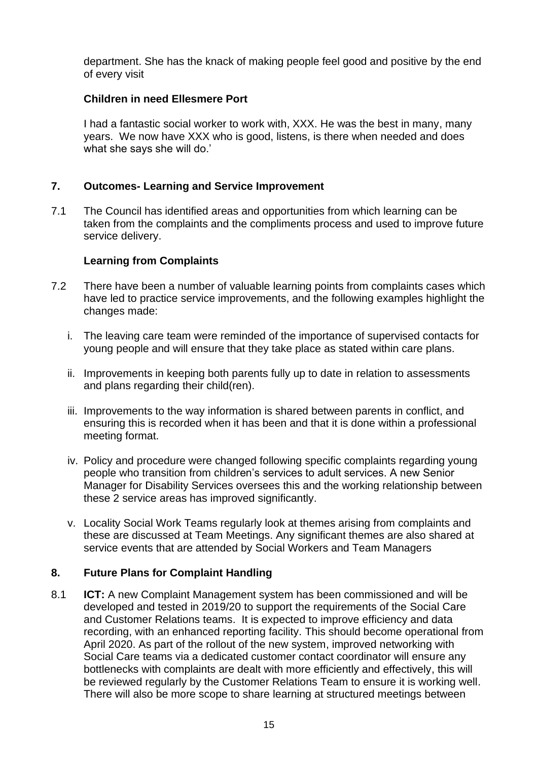department. She has the knack of making people feel good and positive by the end of every visit

**Children in need Ellesmere Port**

I had a fantastic social worker to work with, XXX. He was the best in many, many years. We now have XXX who is good, listens, is there when needed and does what she says she will do.'

## 7. Outcomes- Learning and Service Improvement

7.1 The Council has identified areas and opportunities from which learning can be taken from the complaints and the compliments process and used to improve future service delivery.

**Learning from Complaints**

7.2 There have been a number of valuable learning points from complaints cases which have led to practice service improvements, and the following examples highlight the changes made:

i. The leaving care team were reminded of the importance of supervised contacts for young people and will ensure that they take place as stated within care plans.

ii. Improvements in keeping both parents fully up to date in relation to assessments and plans regarding their child(ren).

iii. Improvements to the way information is shared between parents in conflict, and ensuring this is recorded when it has been and that it is done within a professional meeting format.

iv. Policy and procedure were changed following specific complaints regarding young people who transition from children's services to adult services. A new Senior Manager for Disability Services oversees this and the working relationship between these 2 service areas has improved significantly.

v. Locality Social Work Teams regularly look at themes arising from complaints and these are discussed at Team Meetings. Any significant themes are also shared at service events that are attended by Social Workers and Team Managers

## 8. Future Plans for Complaint Handling

8.1 **ICT:** A new Complaint Management system has been commissioned and will be developed and tested in 2019/20 to support the requirements of the Social Care and Customer Relations teams. It is expected to improve efficiency and data recording, with an enhanced reporting facility. This should become operational from April 2020. As part of the rollout of the new system, improved networking with Social Care teams via a dedicated customer contact coordinator will ensure any bottlenecks with complaints are dealt with more efficiently and effectively, this will be reviewed regularly by the Customer Relations Team to ensure it is working well. There will also be more scope to share learning at structured meetings between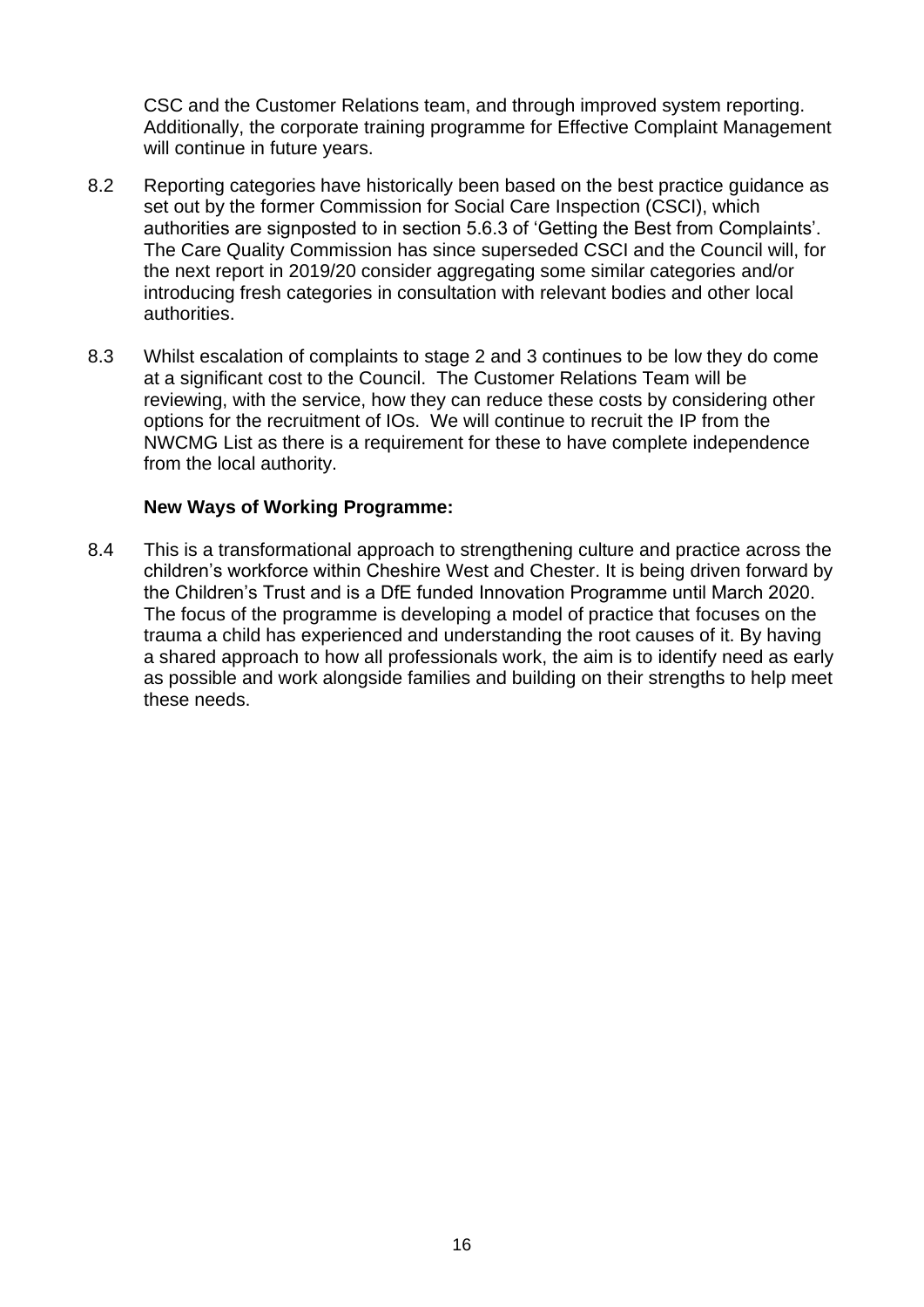CSC and the Customer Relations team, and through improved system reporting. Additionally, the corporate training programme for Effective Complaint Management will continue in future years.

8.2 Reporting categories have historically been based on the best practice guidance as set out by the former Commission for Social Care Inspection (CSCI), which authorities are signposted to in section 5.6.3 of 'Getting the Best from Complaints'. The Care Quality Commission has since superseded CSCI and the Council will, for the next report in 2019/20 consider aggregating some similar categories and/or introducing fresh categories in consultation with relevant bodies and other local authorities.

8.3 Whilst escalation of complaints to stage 2 and 3 continues to be low they do come at a significant cost to the Council. The Customer Relations Team will be reviewing, with the service, how they can reduce these costs by considering other options for the recruitment of IOs. We will continue to recruit the IP from the NWCMG List as there is a requirement for these to have complete independence from the local authority.

**New Ways of Working Programme:**

8.4 This is a transformational approach to strengthening culture and practice across the children's workforce within Cheshire West and Chester. It is being driven forward by the Children's Trust and is a DfE funded Innovation Programme until March 2020. The focus of the programme is developing a model of practice that focuses on the trauma a child has experienced and understanding the root causes of it. By having a shared approach to how all professionals work, the aim is to identify need as early as possible and work alongside families and building on their strengths to help meet these needs.